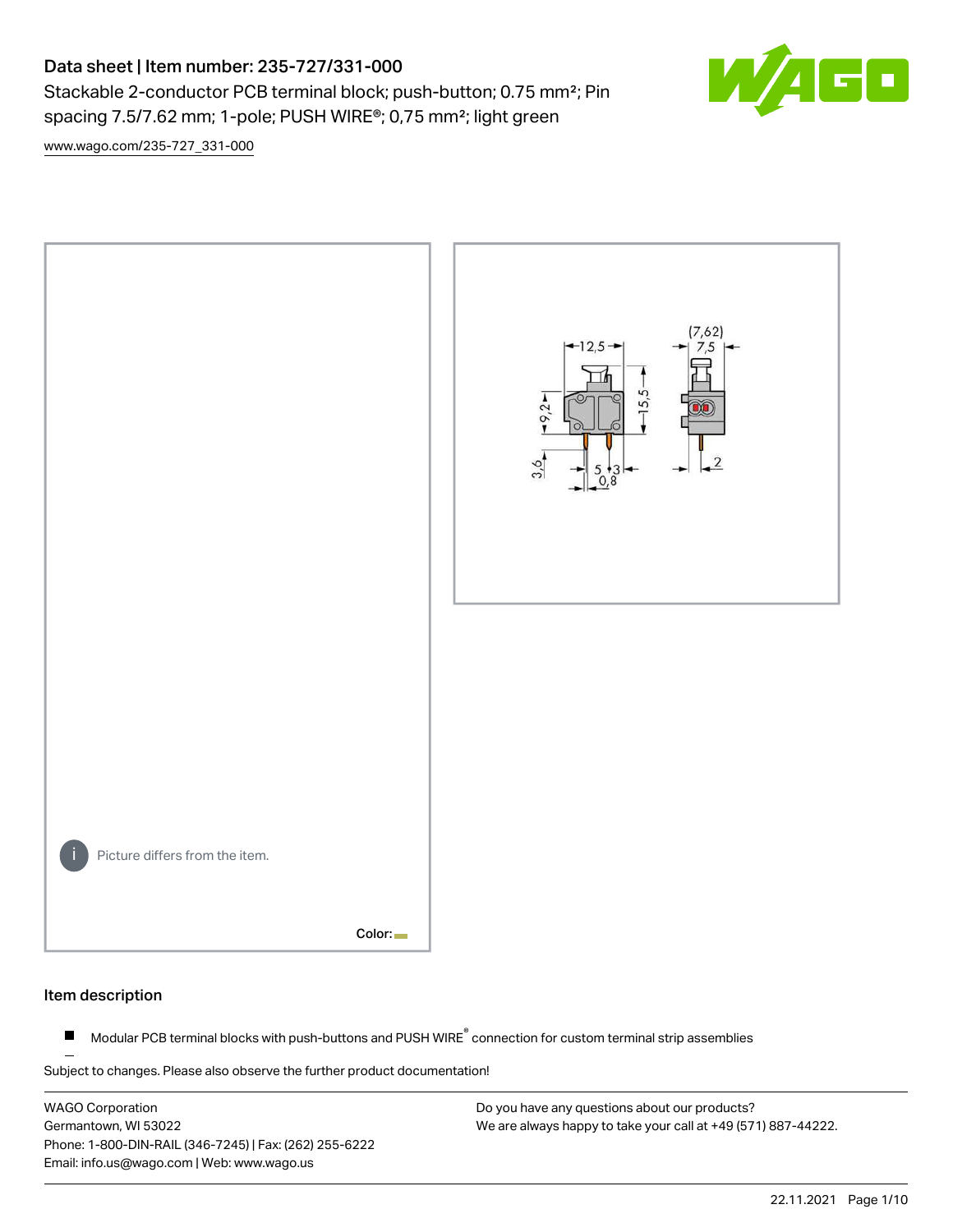# Data sheet | Item number: 235-727/331-000

Stackable 2-conductor PCB terminal block; push-button; 0.75 mm²; Pin spacing 7.5/7.62 mm; 1-pole; PUSH WIRE®; 0,75 mm²; light green

www.wago.com/235-727_331-000

Picture differs from the item.

Color:

## Item description

- Modular PCB terminal blocks with push-buttons and PUSH WIRE® connection for custom terminal strip assemblies

Subject to changes. Please also observe the further product documentation!

WAGO Corporation
Germantown, WI 53022
Phone: 1-800-DIN-RAIL (346-7245) | Fax: (262) 255-6222
Email: info.us@wago.com | Web: www.wago.us

Do you have any questions about our products?
We are always happy to take your call at +49 (571) 887-44222.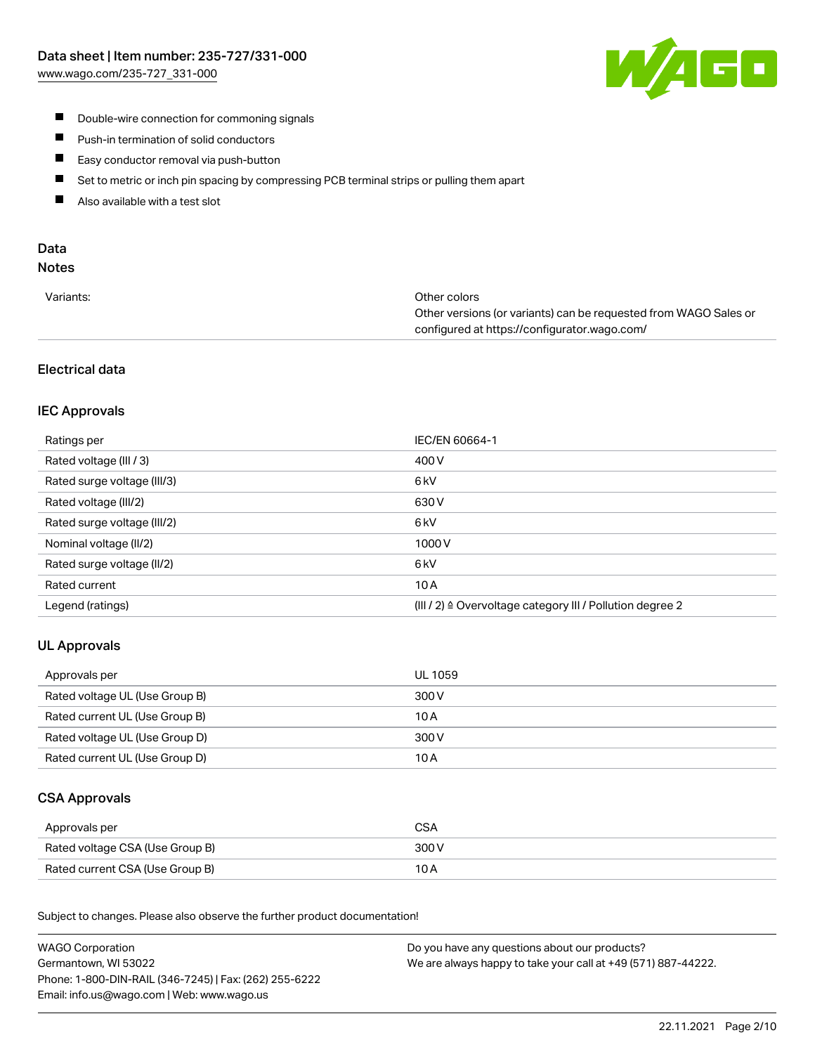- Double-wire connection for commoning signals
- Push-in termination of solid conductors
- Easy conductor removal via push-button
- Set to metric or inch pin spacing by compressing PCB terminal strips or pulling them apart
- Also available with a test slot

## Data

### Notes

| | |
|---|---|
| Variants: | Other colors<br>Other versions (or variants) can be requested from WAGO Sales or configured at https://configurator.wago.com/ |

### Electrical data

#### IEC Approvals

| | |
|---|---|
| Ratings per | IEC/EN 60664-1 |
| Rated voltage (III / 3) | 400 V |
| Rated surge voltage (III/3) | 6 kV |
| Rated voltage (III/2) | 630 V |
| Rated surge voltage (III/2) | 6 kV |
| Nominal voltage (II/2) | 1000 V |
| Rated surge voltage (II/2) | 6 kV |
| Rated current | 10 A |
| Legend (ratings) | (III / 2) ≙ Overvoltage category III / Pollution degree 2 |

#### UL Approvals

| | |
|---|---|
| Approvals per | UL 1059 |
| Rated voltage UL (Use Group B) | 300 V |
| Rated current UL (Use Group B) | 10 A |
| Rated voltage UL (Use Group D) | 300 V |
| Rated current UL (Use Group D) | 10 A |

#### CSA Approvals

| | |
|---|---|
| Approvals per | CSA |
| Rated voltage CSA (Use Group B) | 300 V |
| Rated current CSA (Use Group B) | 10 A |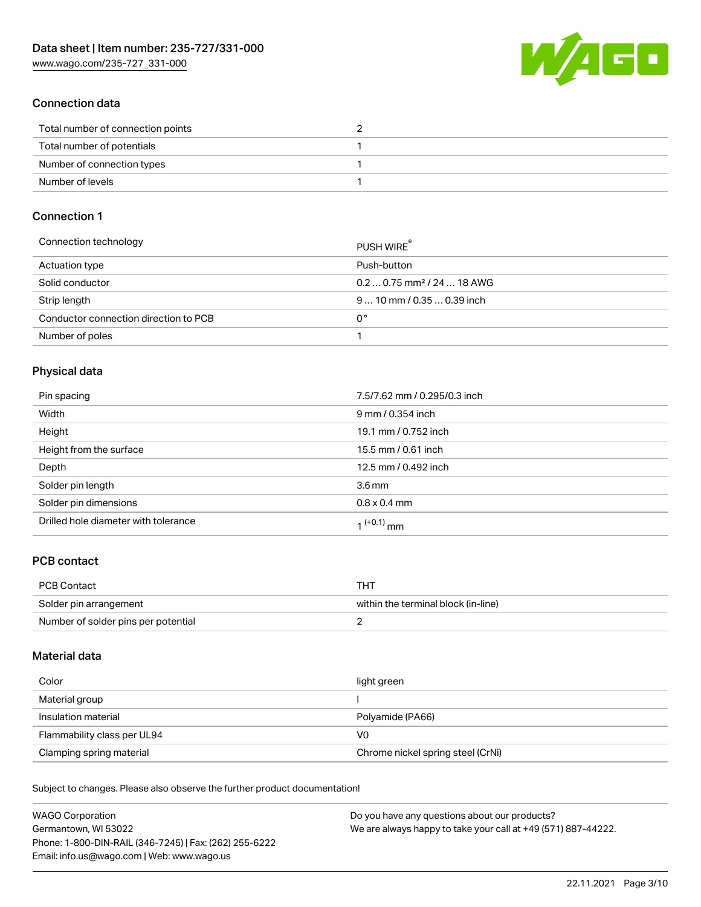## Connection data

| | |
|---|---|
| Total number of connection points | 2 |
| Total number of potentials | 1 |
| Number of connection types | 1 |
| Number of levels | 1 |

## Connection 1

| | |
|---|---|
| Connection technology | PUSH WIRE® |
| Actuation type | Push-button |
| Solid conductor | 0.2 … 0.75 mm² / 24 … 18 AWG |
| Strip length | 9 … 10 mm / 0.35 … 0.39 inch |
| Conductor connection direction to PCB | 0 ° |
| Number of poles | 1 |

## Physical data

| | |
|---|---|
| Pin spacing | 7.5/7.62 mm / 0.295/0.3 inch |
| Width | 9 mm / 0.354 inch |
| Height | 19.1 mm / 0.752 inch |
| Height from the surface | 15.5 mm / 0.61 inch |
| Depth | 12.5 mm / 0.492 inch |
| Solder pin length | 3.6 mm |
| Solder pin dimensions | 0.8 x 0.4 mm |
| Drilled hole diameter with tolerance | $1^{(+0.1)}$ mm |

## PCB contact

| | |
|---|---|
| PCB Contact | THT |
| Solder pin arrangement | within the terminal block (in-line) |
| Number of solder pins per potential | 2 |

## Material data

| | |
|---|---|
| Color | light green |
| Material group | I |
| Insulation material | Polyamide (PA66) |
| Flammability class per UL94 | V0 |
| Clamping spring material | Chrome nickel spring steel (CrNi) |

Subject to changes. Please also observe the further product documentation!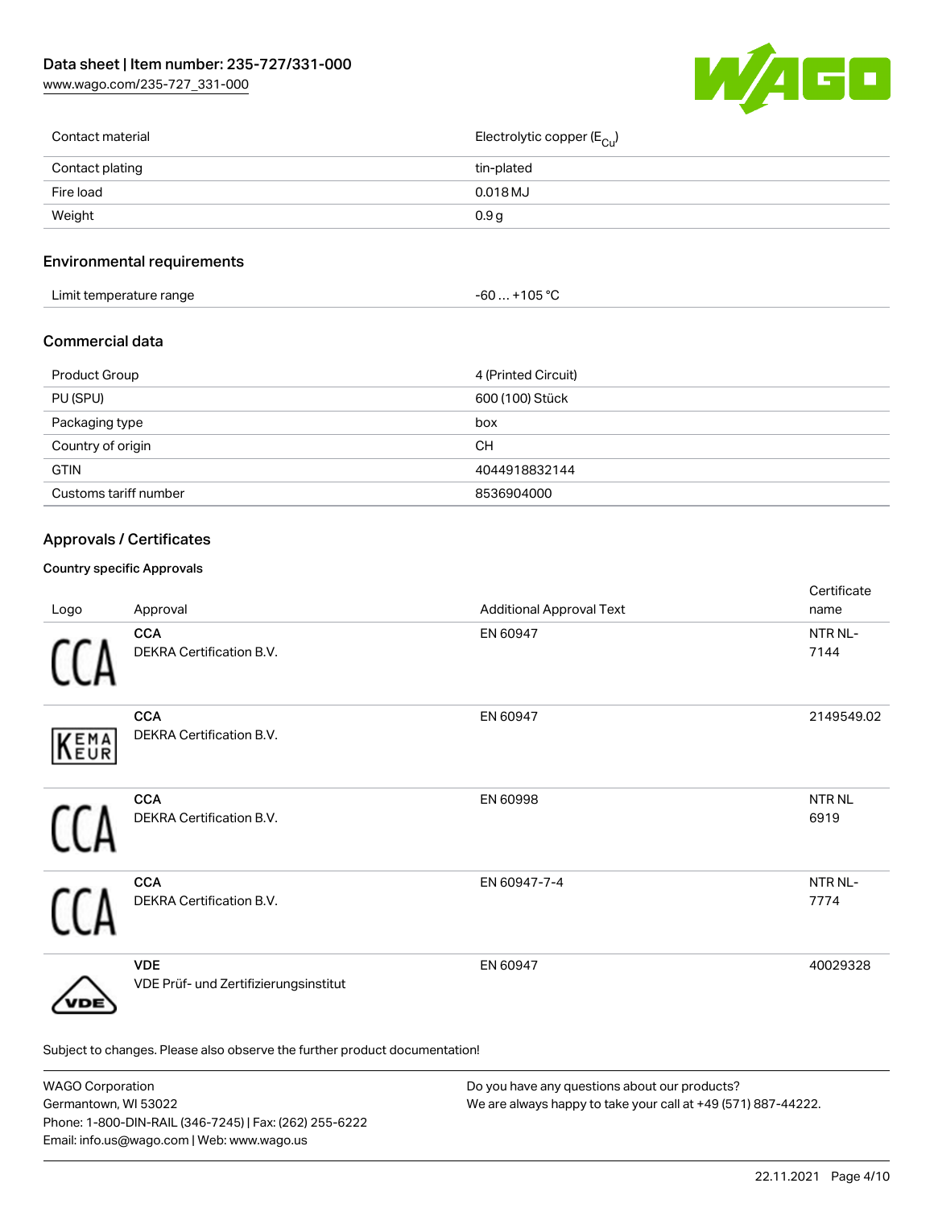| | |
|---|---|
| Contact material | Electrolytic copper ($E_{Cu}$) |
| Contact plating | tin-plated |
| Fire load | 0.018 MJ |
| Weight | 0.9 g |

## Environmental requirements

| | |
|---|---|
| Limit temperature range | -60 … +105 °C |

## Commercial data

| | |
|---|---|
| Product Group | 4 (Printed Circuit) |
| PU (SPU) | 600 (100) Stück |
| Packaging type | box |
| Country of origin | CH |
| GTIN | 4044918832144 |
| Customs tariff number | 8536904000 |

## Approvals / Certificates

### Country specific Approvals

| Logo | Approval | Additional Approval Text | Certificate name |
|---|---|---|---|
| | **CCA**<br>DEKRA Certification B.V. | EN 60947 | NTR NL-7144 |
| | **CCA**<br>DEKRA Certification B.V. | EN 60947 | 2149549.02 |
| | **CCA**<br>DEKRA Certification B.V. | EN 60998 | NTR NL 6919 |
| | **CCA**<br>DEKRA Certification B.V. | EN 60947-7-4 | NTR NL-7774 |
| | **VDE**<br>VDE Prüf- und Zertifizierungsinstitut | EN 60947 | 40029328 |

Subject to changes. Please also observe the further product documentation!

WAGO Corporation
Germantown, WI 53022
Phone: 1-800-DIN-RAIL (346-7245) | Fax: (262) 255-6222
Email: info.us@wago.com | Web: www.wago.us

Do you have any questions about our products?
We are always happy to take your call at +49 (571) 887-44222.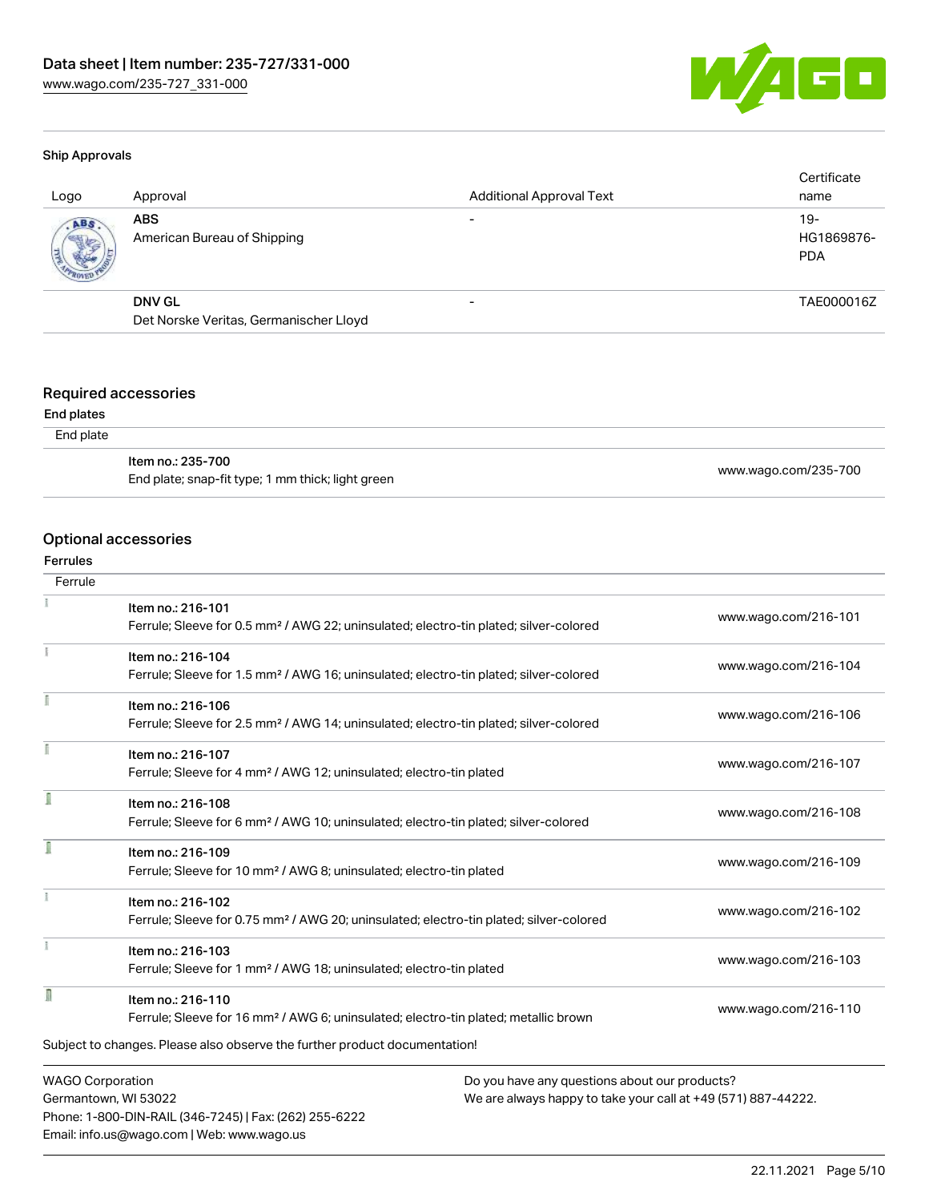### Ship Approvals

| Logo | Approval | Additional Approval Text | Certificate name |
| --- | --- | --- | --- |
| | **ABS** American Bureau of Shipping | - | 19-HG1869876-PDA |
| | **DNV GL** Det Norske Veritas, Germanischer Lloyd | - | TAE000016Z |

## Required accessories

**End plates**

| End plate | |
| --- | --- |
| Item no.: 235-700<br>End plate; snap-fit type; 1 mm thick; light green | www.wago.com/235-700 |

## Optional accessories

**Ferrules**

| Ferrule | |
| --- | --- |
| Item no.: 216-101<br>Ferrule; Sleeve for 0.5 mm² / AWG 22; uninsulated; electro-tin plated; silver-colored | www.wago.com/216-101 |
| Item no.: 216-104<br>Ferrule; Sleeve for 1.5 mm² / AWG 16; uninsulated; electro-tin plated; silver-colored | www.wago.com/216-104 |
| Item no.: 216-106<br>Ferrule; Sleeve for 2.5 mm² / AWG 14; uninsulated; electro-tin plated; silver-colored | www.wago.com/216-106 |
| Item no.: 216-107<br>Ferrule; Sleeve for 4 mm² / AWG 12; uninsulated; electro-tin plated | www.wago.com/216-107 |
| Item no.: 216-108<br>Ferrule; Sleeve for 6 mm² / AWG 10; uninsulated; electro-tin plated; silver-colored | www.wago.com/216-108 |
| Item no.: 216-109<br>Ferrule; Sleeve for 10 mm² / AWG 8; uninsulated; electro-tin plated | www.wago.com/216-109 |
| Item no.: 216-102<br>Ferrule; Sleeve for 0.75 mm² / AWG 20; uninsulated; electro-tin plated; silver-colored | www.wago.com/216-102 |
| Item no.: 216-103<br>Ferrule; Sleeve for 1 mm² / AWG 18; uninsulated; electro-tin plated | www.wago.com/216-103 |
| Item no.: 216-110<br>Ferrule; Sleeve for 16 mm² / AWG 6; uninsulated; electro-tin plated; metallic brown | www.wago.com/216-110 |

Subject to changes. Please also observe the further product documentation!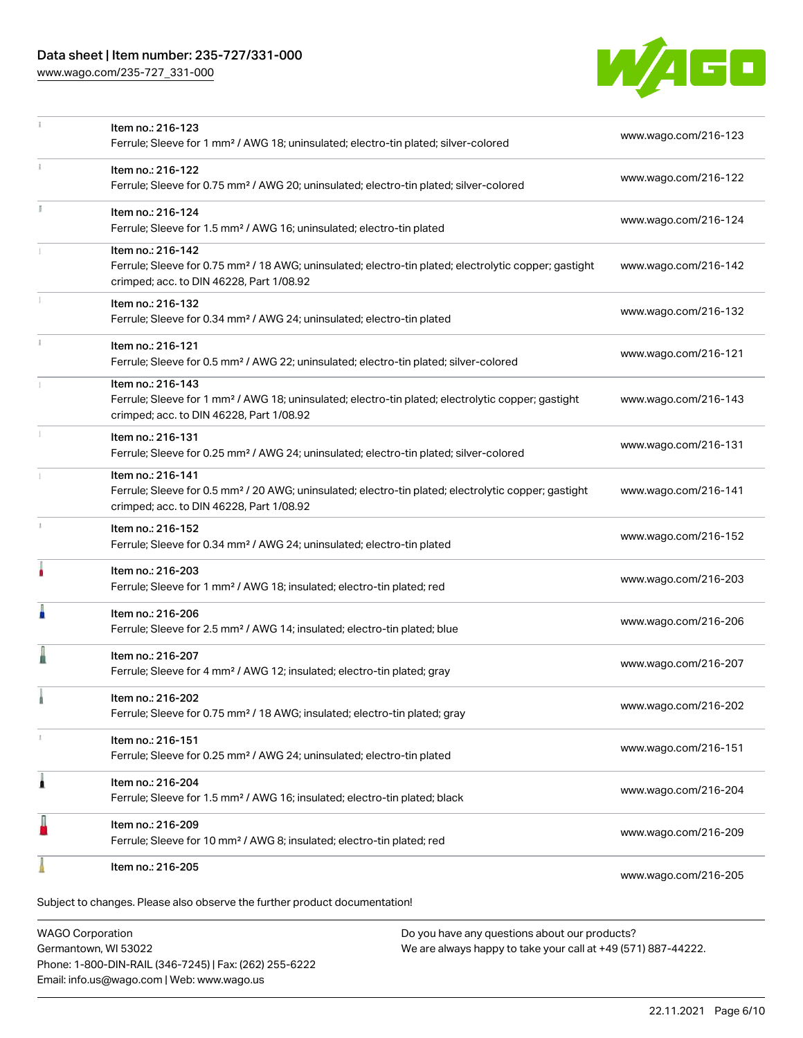| | | |
|---|---|---|
| | Item no.: 216-123<br>Ferrule; Sleeve for 1 mm² / AWG 18; uninsulated; electro-tin plated; silver-colored | www.wago.com/216-123 |
| | Item no.: 216-122<br>Ferrule; Sleeve for 0.75 mm² / AWG 20; uninsulated; electro-tin plated; silver-colored | www.wago.com/216-122 |
| | Item no.: 216-124<br>Ferrule; Sleeve for 1.5 mm² / AWG 16; uninsulated; electro-tin plated | www.wago.com/216-124 |
| | Item no.: 216-142<br>Ferrule; Sleeve for 0.75 mm² / 18 AWG; uninsulated; electro-tin plated; electrolytic copper; gastight crimped; acc. to DIN 46228, Part 1/08.92 | www.wago.com/216-142 |
| | Item no.: 216-132<br>Ferrule; Sleeve for 0.34 mm² / AWG 24; uninsulated; electro-tin plated | www.wago.com/216-132 |
| | Item no.: 216-121<br>Ferrule; Sleeve for 0.5 mm² / AWG 22; uninsulated; electro-tin plated; silver-colored | www.wago.com/216-121 |
| | Item no.: 216-143<br>Ferrule; Sleeve for 1 mm² / AWG 18; uninsulated; electro-tin plated; electrolytic copper; gastight crimped; acc. to DIN 46228, Part 1/08.92 | www.wago.com/216-143 |
| | Item no.: 216-131<br>Ferrule; Sleeve for 0.25 mm² / AWG 24; uninsulated; electro-tin plated; silver-colored | www.wago.com/216-131 |
| | Item no.: 216-141<br>Ferrule; Sleeve for 0.5 mm² / 20 AWG; uninsulated; electro-tin plated; electrolytic copper; gastight crimped; acc. to DIN 46228, Part 1/08.92 | www.wago.com/216-141 |
| | Item no.: 216-152<br>Ferrule; Sleeve for 0.34 mm² / AWG 24; uninsulated; electro-tin plated | www.wago.com/216-152 |
| | Item no.: 216-203<br>Ferrule; Sleeve for 1 mm² / AWG 18; insulated; electro-tin plated; red | www.wago.com/216-203 |
| | Item no.: 216-206<br>Ferrule; Sleeve for 2.5 mm² / AWG 14; insulated; electro-tin plated; blue | www.wago.com/216-206 |
| | Item no.: 216-207<br>Ferrule; Sleeve for 4 mm² / AWG 12; insulated; electro-tin plated; gray | www.wago.com/216-207 |
| | Item no.: 216-202<br>Ferrule; Sleeve for 0.75 mm² / 18 AWG; insulated; electro-tin plated; gray | www.wago.com/216-202 |
| | Item no.: 216-151<br>Ferrule; Sleeve for 0.25 mm² / AWG 24; uninsulated; electro-tin plated | www.wago.com/216-151 |
| | Item no.: 216-204<br>Ferrule; Sleeve for 1.5 mm² / AWG 16; insulated; electro-tin plated; black | www.wago.com/216-204 |
| | Item no.: 216-209<br>Ferrule; Sleeve for 10 mm² / AWG 8; insulated; electro-tin plated; red | www.wago.com/216-209 |
| | Item no.: 216-205 | www.wago.com/216-205 |

Subject to changes. Please also observe the further product documentation!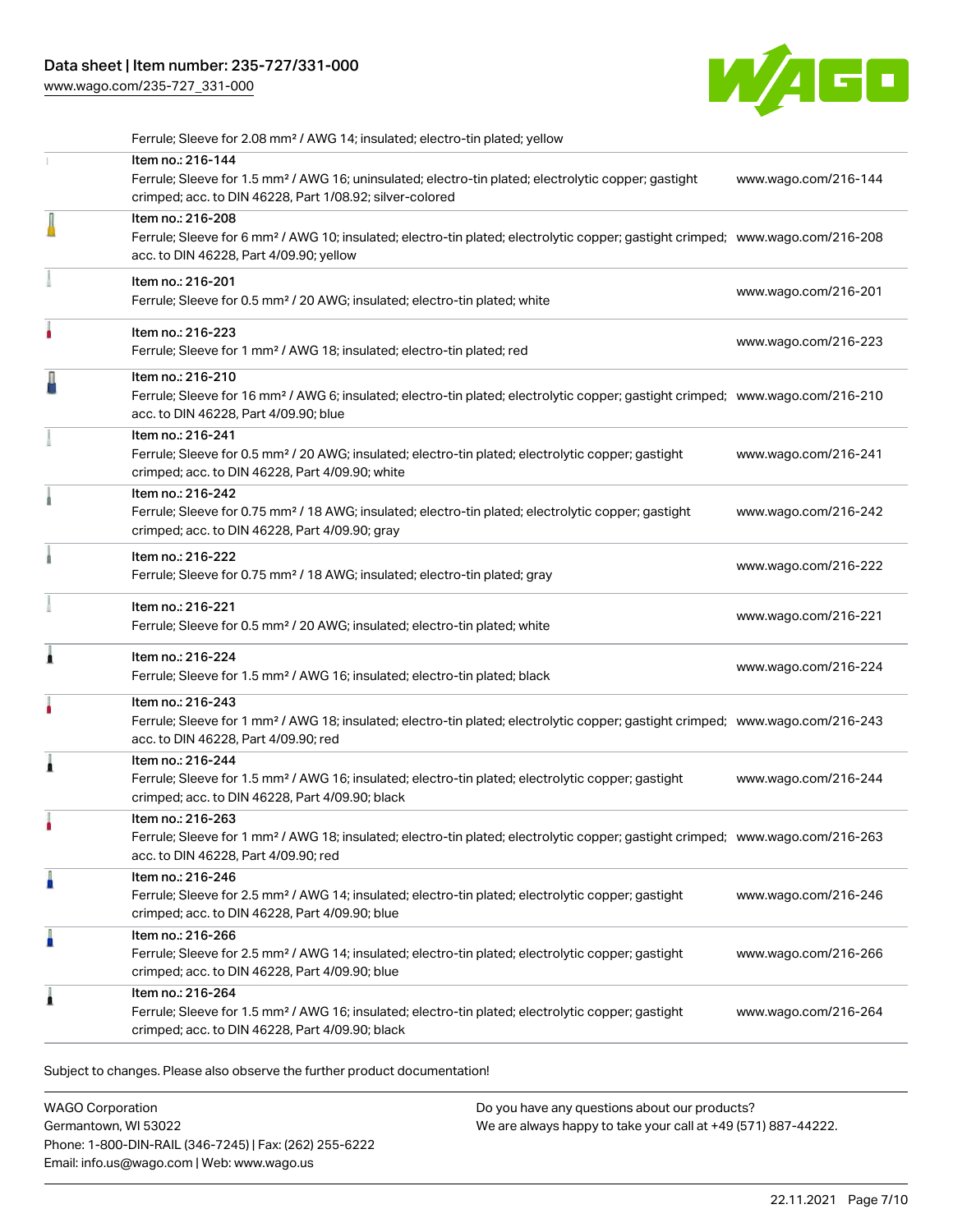| | | |
|---|---|---|
| | Ferrule; Sleeve for 2.08 mm² / AWG 14; insulated; electro-tin plated; yellow | |
| | Item no.: 216-144<br>Ferrule; Sleeve for 1.5 mm² / AWG 16; uninsulated; electro-tin plated; electrolytic copper; gastight crimped; acc. to DIN 46228, Part 1/08.92; silver-colored | www.wago.com/216-144 |
| | Item no.: 216-208<br>Ferrule; Sleeve for 6 mm² / AWG 10; insulated; electro-tin plated; electrolytic copper; gastight crimped; acc. to DIN 46228, Part 4/09.90; yellow | www.wago.com/216-208 |
| | Item no.: 216-201<br>Ferrule; Sleeve for 0.5 mm² / 20 AWG; insulated; electro-tin plated; white | www.wago.com/216-201 |
| | Item no.: 216-223<br>Ferrule; Sleeve for 1 mm² / AWG 18; insulated; electro-tin plated; red | www.wago.com/216-223 |
| | Item no.: 216-210<br>Ferrule; Sleeve for 16 mm² / AWG 6; insulated; electro-tin plated; electrolytic copper; gastight crimped; acc. to DIN 46228, Part 4/09.90; blue | www.wago.com/216-210 |
| | Item no.: 216-241<br>Ferrule; Sleeve for 0.5 mm² / 20 AWG; insulated; electro-tin plated; electrolytic copper; gastight crimped; acc. to DIN 46228, Part 4/09.90; white | www.wago.com/216-241 |
| | Item no.: 216-242<br>Ferrule; Sleeve for 0.75 mm² / 18 AWG; insulated; electro-tin plated; electrolytic copper; gastight crimped; acc. to DIN 46228, Part 4/09.90; gray | www.wago.com/216-242 |
| | Item no.: 216-222<br>Ferrule; Sleeve for 0.75 mm² / 18 AWG; insulated; electro-tin plated; gray | www.wago.com/216-222 |
| | Item no.: 216-221<br>Ferrule; Sleeve for 0.5 mm² / 20 AWG; insulated; electro-tin plated; white | www.wago.com/216-221 |
| | Item no.: 216-224<br>Ferrule; Sleeve for 1.5 mm² / AWG 16; insulated; electro-tin plated; black | www.wago.com/216-224 |
| | Item no.: 216-243<br>Ferrule; Sleeve for 1 mm² / AWG 18; insulated; electro-tin plated; electrolytic copper; gastight crimped; acc. to DIN 46228, Part 4/09.90; red | www.wago.com/216-243 |
| | Item no.: 216-244<br>Ferrule; Sleeve for 1.5 mm² / AWG 16; insulated; electro-tin plated; electrolytic copper; gastight crimped; acc. to DIN 46228, Part 4/09.90; black | www.wago.com/216-244 |
| | Item no.: 216-263<br>Ferrule; Sleeve for 1 mm² / AWG 18; insulated; electro-tin plated; electrolytic copper; gastight crimped; acc. to DIN 46228, Part 4/09.90; red | www.wago.com/216-263 |
| | Item no.: 216-246<br>Ferrule; Sleeve for 2.5 mm² / AWG 14; insulated; electro-tin plated; electrolytic copper; gastight crimped; acc. to DIN 46228, Part 4/09.90; blue | www.wago.com/216-246 |
| | Item no.: 216-266<br>Ferrule; Sleeve for 2.5 mm² / AWG 14; insulated; electro-tin plated; electrolytic copper; gastight crimped; acc. to DIN 46228, Part 4/09.90; blue | www.wago.com/216-266 |
| | Item no.: 216-264<br>Ferrule; Sleeve for 1.5 mm² / AWG 16; insulated; electro-tin plated; electrolytic copper; gastight crimped; acc. to DIN 46228, Part 4/09.90; black | www.wago.com/216-264 |

Subject to changes. Please also observe the further product documentation!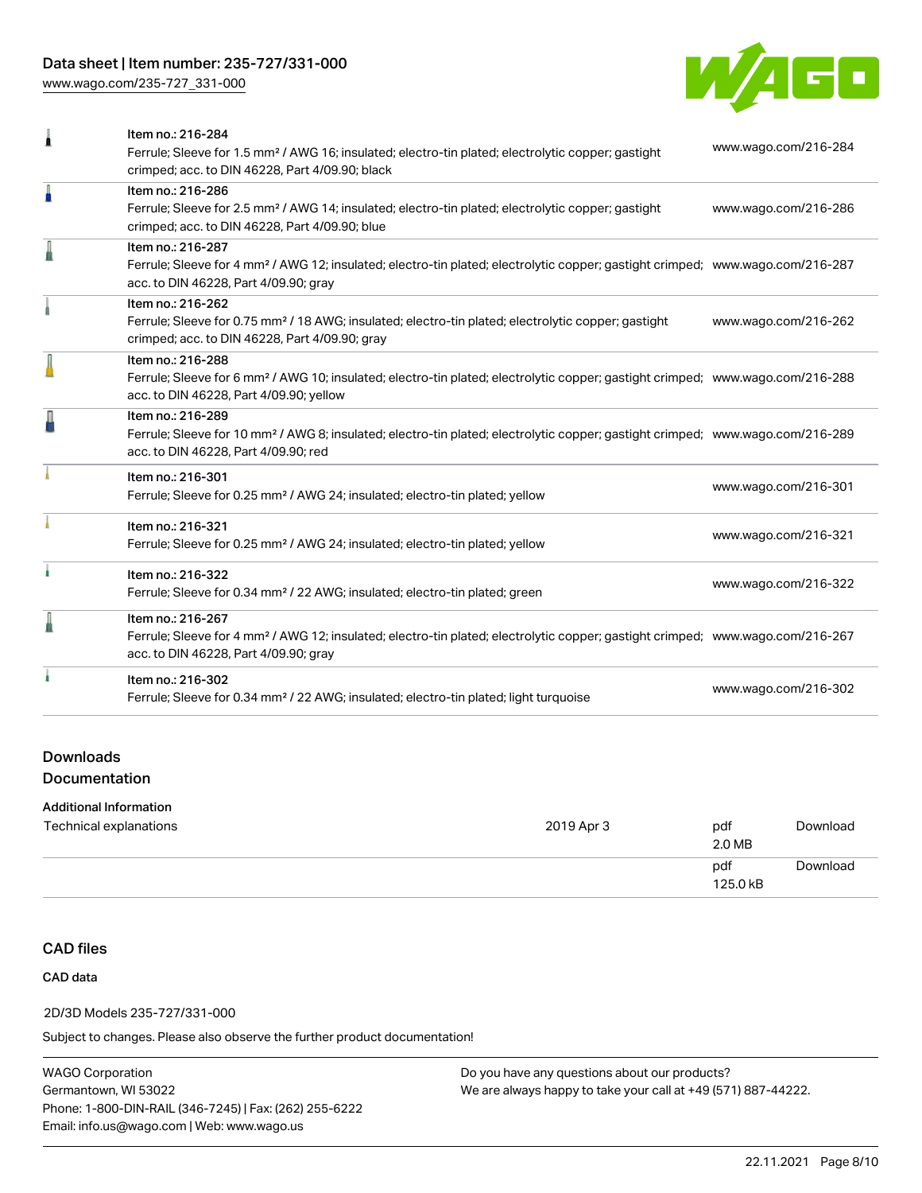| Item | Link |
| --- | --- |
| Item no.: 216-284<br>Ferrule; Sleeve for 1.5 mm² / AWG 16; insulated; electro-tin plated; electrolytic copper; gastight crimped; acc. to DIN 46228, Part 4/09.90; black | www.wago.com/216-284 |
| Item no.: 216-286<br>Ferrule; Sleeve for 2.5 mm² / AWG 14; insulated; electro-tin plated; electrolytic copper; gastight crimped; acc. to DIN 46228, Part 4/09.90; blue | www.wago.com/216-286 |
| Item no.: 216-287<br>Ferrule; Sleeve for 4 mm² / AWG 12; insulated; electro-tin plated; electrolytic copper; gastight crimped; acc. to DIN 46228, Part 4/09.90; gray | www.wago.com/216-287 |
| Item no.: 216-262<br>Ferrule; Sleeve for 0.75 mm² / 18 AWG; insulated; electro-tin plated; electrolytic copper; gastight crimped; acc. to DIN 46228, Part 4/09.90; gray | www.wago.com/216-262 |
| Item no.: 216-288<br>Ferrule; Sleeve for 6 mm² / AWG 10; insulated; electro-tin plated; electrolytic copper; gastight crimped; acc. to DIN 46228, Part 4/09.90; yellow | www.wago.com/216-288 |
| Item no.: 216-289<br>Ferrule; Sleeve for 10 mm² / AWG 8; insulated; electro-tin plated; electrolytic copper; gastight crimped; acc. to DIN 46228, Part 4/09.90; red | www.wago.com/216-289 |
| Item no.: 216-301<br>Ferrule; Sleeve for 0.25 mm² / AWG 24; insulated; electro-tin plated; yellow | www.wago.com/216-301 |
| Item no.: 216-321<br>Ferrule; Sleeve for 0.25 mm² / AWG 24; insulated; electro-tin plated; yellow | www.wago.com/216-321 |
| Item no.: 216-322<br>Ferrule; Sleeve for 0.34 mm² / 22 AWG; insulated; electro-tin plated; green | www.wago.com/216-322 |
| Item no.: 216-267<br>Ferrule; Sleeve for 4 mm² / AWG 12; insulated; electro-tin plated; electrolytic copper; gastight crimped; acc. to DIN 46228, Part 4/09.90; gray | www.wago.com/216-267 |
| Item no.: 216-302<br>Ferrule; Sleeve for 0.34 mm² / 22 AWG; insulated; electro-tin plated; light turquoise | www.wago.com/216-302 |

## Downloads
## Documentation

### Additional Information

| | | | |
| --- | --- | --- | --- |
| Technical explanations | 2019 Apr 3 | pdf<br>2.0 MB | Download |
| | | pdf<br>125.0 kB | Download |

## CAD files

### CAD data

2D/3D Models 235-727/331-000

Subject to changes. Please also observe the further product documentation!

WAGO Corporation
Germantown, WI 53022
Phone: 1-800-DIN-RAIL (346-7245) | Fax: (262) 255-6222
Email: info.us@wago.com | Web: www.wago.us

Do you have any questions about our products?
We are always happy to take your call at +49 (571) 887-44222.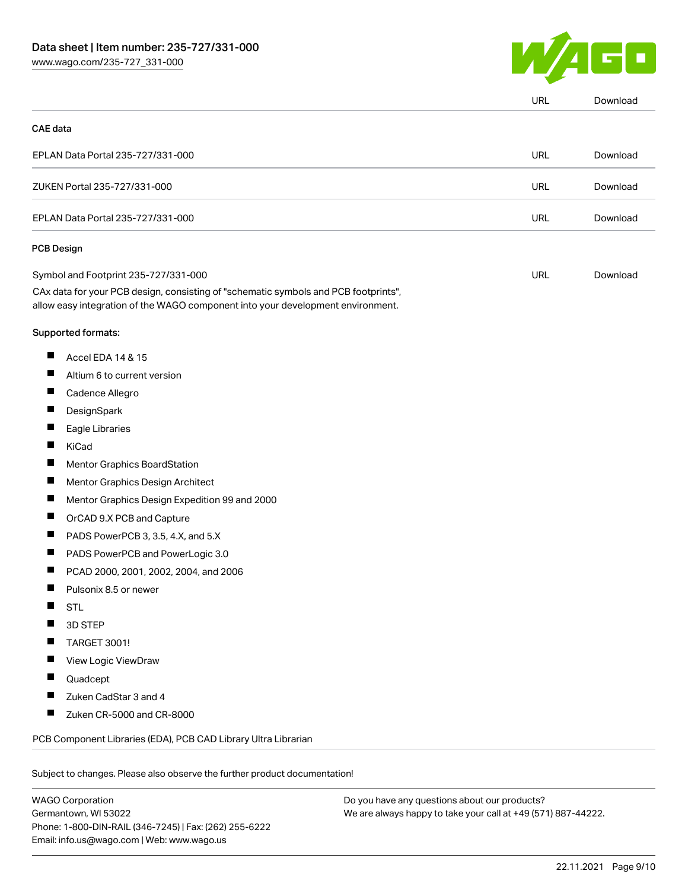| | URL | Download |
|---|---|---|

### CAE data

| | | |
|---|---|---|
| EPLAN Data Portal 235-727/331-000 | URL | Download |
| ZUKEN Portal 235-727/331-000 | URL | Download |
| EPLAN Data Portal 235-727/331-000 | URL | Download |

### PCB Design

| | | |
|---|---|---|
| Symbol and Footprint 235-727/331-000 | URL | Download |

CAx data for your PCB design, consisting of "schematic symbols and PCB footprints", allow easy integration of the WAGO component into your development environment.

Supported formats:

- Accel EDA 14 & 15
- Altium 6 to current version
- Cadence Allegro
- DesignSpark
- Eagle Libraries
- KiCad
- Mentor Graphics BoardStation
- Mentor Graphics Design Architect
- Mentor Graphics Design Expedition 99 and 2000
- OrCAD 9.X PCB and Capture
- PADS PowerPCB 3, 3.5, 4.X, and 5.X
- PADS PowerPCB and PowerLogic 3.0
- PCAD 2000, 2001, 2002, 2004, and 2006
- Pulsonix 8.5 or newer
- STL
- 3D STEP
- TARGET 3001!
- View Logic ViewDraw
- Quadcept
- Zuken CadStar 3 and 4
- Zuken CR-5000 and CR-8000

PCB Component Libraries (EDA), PCB CAD Library Ultra Librarian

Subject to changes. Please also observe the further product documentation!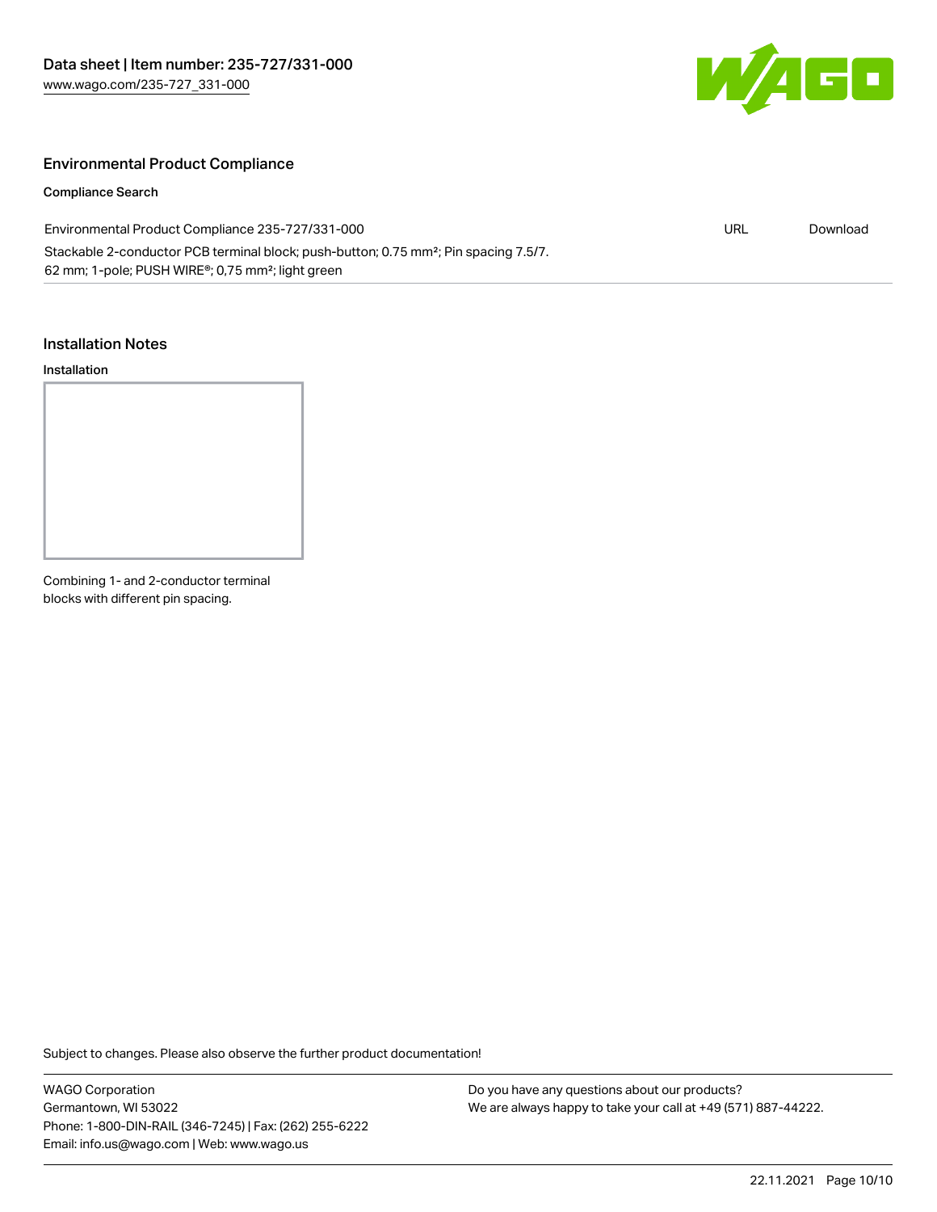## Environmental Product Compliance

### Compliance Search

| | | |
|---|---|---|
| Environmental Product Compliance 235-727/331-000 | URL | Download |
| Stackable 2-conductor PCB terminal block; push-button; 0.75 mm²; Pin spacing 7.5/7.62 mm; 1-pole; PUSH WIRE®; 0,75 mm²; light green | | |

## Installation Notes

### Installation

Combining 1- and 2-conductor terminal blocks with different pin spacing.

Subject to changes. Please also observe the further product documentation!

WAGO Corporation
Germantown, WI 53022
Phone: 1-800-DIN-RAIL (346-7245) | Fax: (262) 255-6222
Email: info.us@wago.com | Web: www.wago.us

Do you have any questions about our products?
We are always happy to take your call at +49 (571) 887-44222.